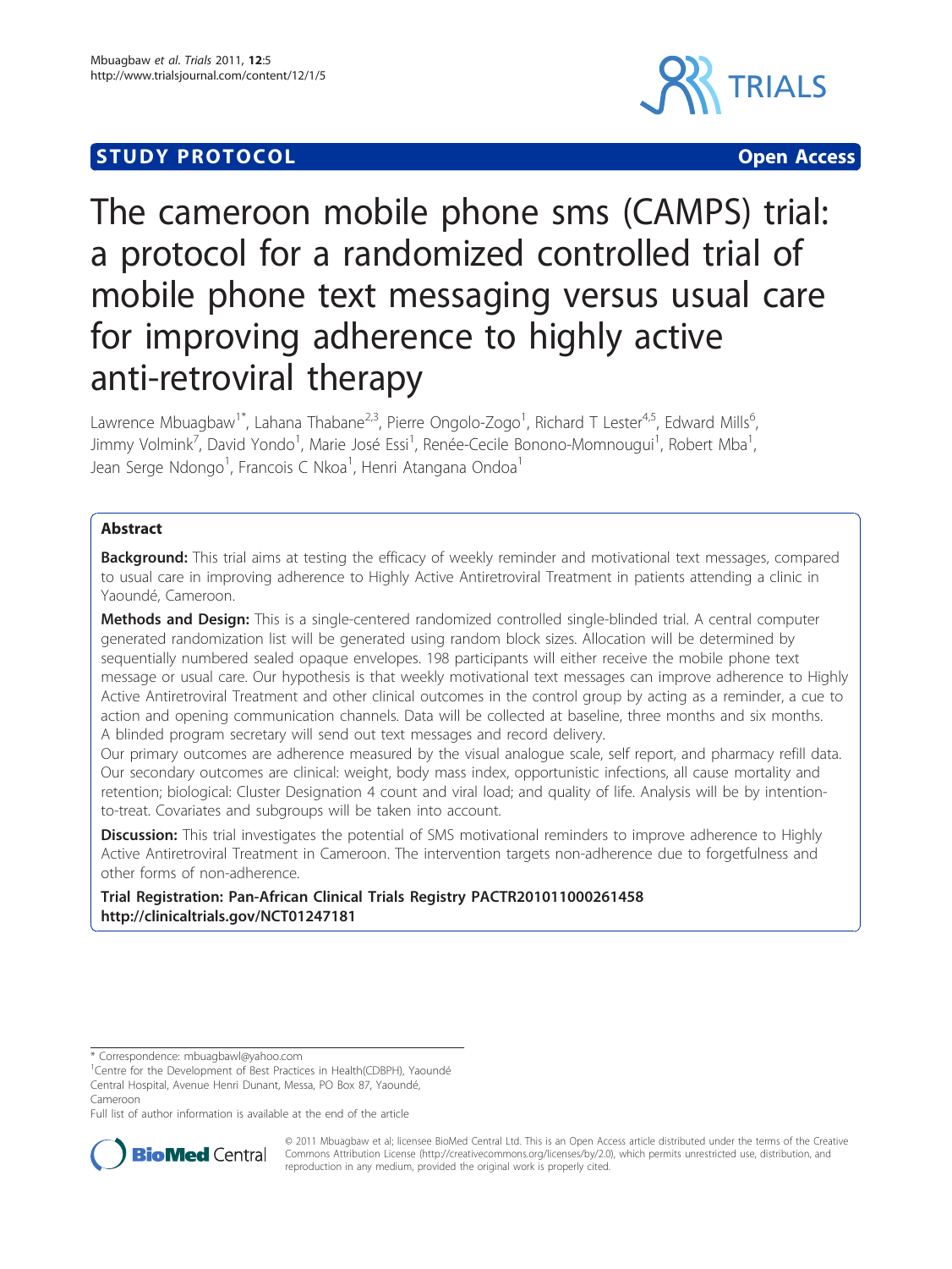STUDY PROTOCOL Open Access

# The cameroon mobile phone sms (CAMPS) trial: a protocol for a randomized controlled trial of mobile phone text messaging versus usual care for improving adherence to highly active anti-retroviral therapy

Lawrence Mbuagbaw[1*], Lahana Thabane[2,3], Pierre Ongolo-Zogo[1], Richard T Lester[4,5], Edward Mills[6], Jimmy Volmink[7], David Yondo[1], Marie José Essi[1], Renée-Cecile Bonono-Momnougui[1], Robert Mba[1], Jean Serge Ndongo[1], Francois C Nkoa[1], Henri Atangana Ondoa[1]

## Abstract

**Background:** This trial aims at testing the efficacy of weekly reminder and motivational text messages, compared to usual care in improving adherence to Highly Active Antiretroviral Treatment in patients attending a clinic in Yaoundé, Cameroon.

**Methods and Design:** This is a single-centered randomized controlled single-blinded trial. A central computer generated randomization list will be generated using random block sizes. Allocation will be determined by sequentially numbered sealed opaque envelopes. 198 participants will either receive the mobile phone text message or usual care. Our hypothesis is that weekly motivational text messages can improve adherence to Highly Active Antiretroviral Treatment and other clinical outcomes in the control group by acting as a reminder, a cue to action and opening communication channels. Data will be collected at baseline, three months and six months. A blinded program secretary will send out text messages and record delivery.

Our primary outcomes are adherence measured by the visual analogue scale, self report, and pharmacy refill data. Our secondary outcomes are clinical: weight, body mass index, opportunistic infections, all cause mortality and retention; biological: Cluster Designation 4 count and viral load; and quality of life. Analysis will be by intention-to-treat. Covariates and subgroups will be taken into account.

**Discussion:** This trial investigates the potential of SMS motivational reminders to improve adherence to Highly Active Antiretroviral Treatment in Cameroon. The intervention targets non-adherence due to forgetfulness and other forms of non-adherence.

**Trial Registration: Pan-African Clinical Trials Registry PACTR201011000261458 http://clinicaltrials.gov/NCT01247181**

* Correspondence: mbuagbawl@yahoo.com

[1]Centre for the Development of Best Practices in Health(CDBPH), Yaoundé Central Hospital, Avenue Henri Dunant, Messa, PO Box 87, Yaoundé, Cameroon

Full list of author information is available at the end of the article

© 2011 Mbuagbaw et al; licensee BioMed Central Ltd. This is an Open Access article distributed under the terms of the Creative Commons Attribution License (http://creativecommons.org/licenses/by/2.0), which permits unrestricted use, distribution, and reproduction in any medium, provided the original work is properly cited.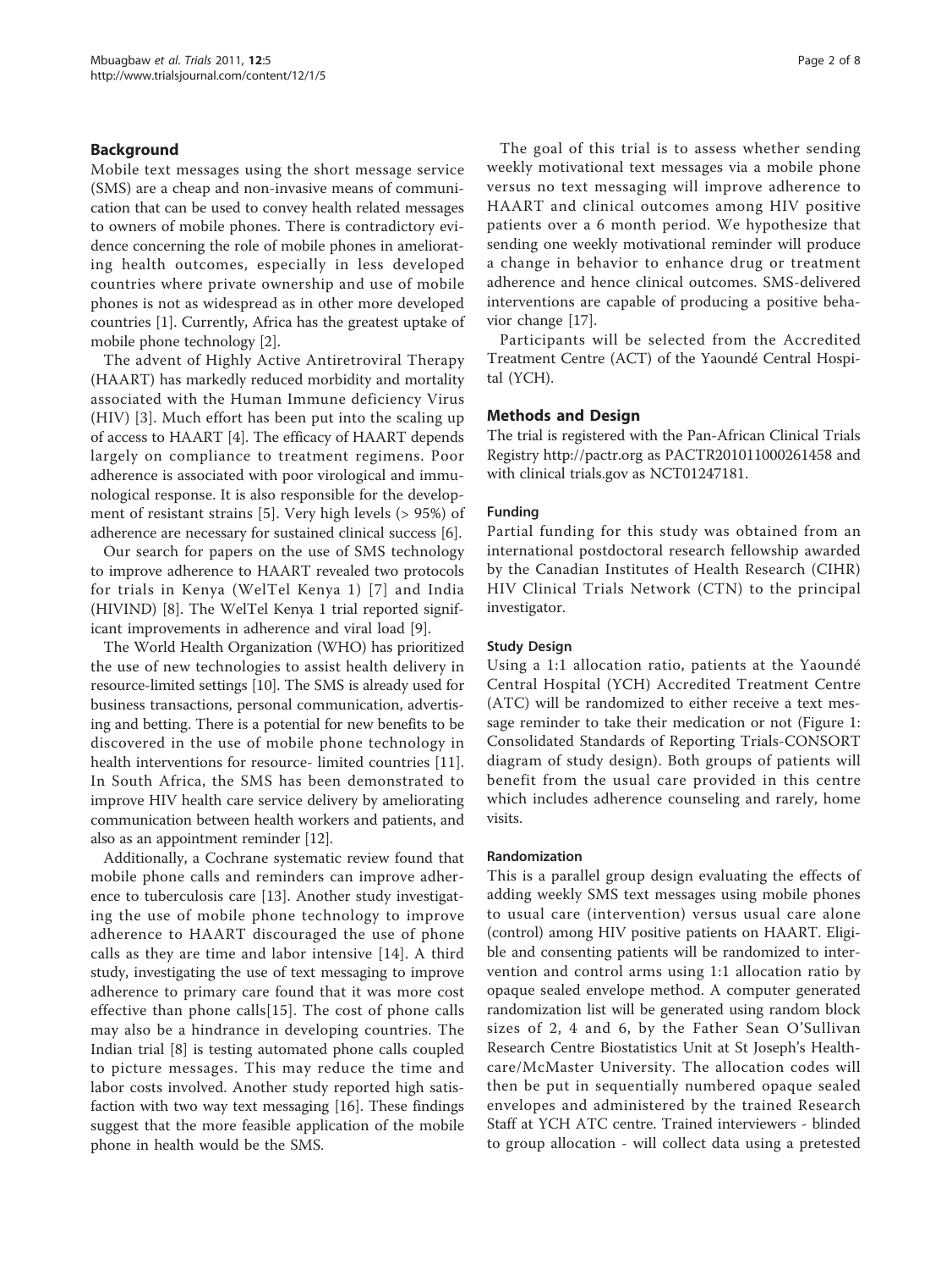## Background

Mobile text messages using the short message service (SMS) are a cheap and non-invasive means of communication that can be used to convey health related messages to owners of mobile phones. There is contradictory evidence concerning the role of mobile phones in ameliorating health outcomes, especially in less developed countries where private ownership and use of mobile phones is not as widespread as in other more developed countries [1]. Currently, Africa has the greatest uptake of mobile phone technology [2].

The advent of Highly Active Antiretroviral Therapy (HAART) has markedly reduced morbidity and mortality associated with the Human Immune deficiency Virus (HIV) [3]. Much effort has been put into the scaling up of access to HAART [4]. The efficacy of HAART depends largely on compliance to treatment regimens. Poor adherence is associated with poor virological and immunological response. It is also responsible for the development of resistant strains [5]. Very high levels (> 95%) of adherence are necessary for sustained clinical success [6].

Our search for papers on the use of SMS technology to improve adherence to HAART revealed two protocols for trials in Kenya (WelTel Kenya 1) [7] and India (HIVIND) [8]. The WelTel Kenya 1 trial reported significant improvements in adherence and viral load [9].

The World Health Organization (WHO) has prioritized the use of new technologies to assist health delivery in resource-limited settings [10]. The SMS is already used for business transactions, personal communication, advertising and betting. There is a potential for new benefits to be discovered in the use of mobile phone technology in health interventions for resource- limited countries [11]. In South Africa, the SMS has been demonstrated to improve HIV health care service delivery by ameliorating communication between health workers and patients, and also as an appointment reminder [12].

Additionally, a Cochrane systematic review found that mobile phone calls and reminders can improve adherence to tuberculosis care [13]. Another study investigating the use of mobile phone technology to improve adherence to HAART discouraged the use of phone calls as they are time and labor intensive [14]. A third study, investigating the use of text messaging to improve adherence to primary care found that it was more cost effective than phone calls[15]. The cost of phone calls may also be a hindrance in developing countries. The Indian trial [8] is testing automated phone calls coupled to picture messages. This may reduce the time and labor costs involved. Another study reported high satisfaction with two way text messaging [16]. These findings suggest that the more feasible application of the mobile phone in health would be the SMS.

The goal of this trial is to assess whether sending weekly motivational text messages via a mobile phone versus no text messaging will improve adherence to HAART and clinical outcomes among HIV positive patients over a 6 month period. We hypothesize that sending one weekly motivational reminder will produce a change in behavior to enhance drug or treatment adherence and hence clinical outcomes. SMS-delivered interventions are capable of producing a positive behavior change [17].

Participants will be selected from the Accredited Treatment Centre (ACT) of the Yaoundé Central Hospital (YCH).

## Methods and Design

The trial is registered with the Pan-African Clinical Trials Registry http://pactr.org as PACTR201011000261458 and with clinical trials.gov as NCT01247181.

### Funding

Partial funding for this study was obtained from an international postdoctoral research fellowship awarded by the Canadian Institutes of Health Research (CIHR) HIV Clinical Trials Network (CTN) to the principal investigator.

### Study Design

Using a 1:1 allocation ratio, patients at the Yaoundé Central Hospital (YCH) Accredited Treatment Centre (ATC) will be randomized to either receive a text message reminder to take their medication or not (Figure 1: Consolidated Standards of Reporting Trials-CONSORT diagram of study design). Both groups of patients will benefit from the usual care provided in this centre which includes adherence counseling and rarely, home visits.

### Randomization

This is a parallel group design evaluating the effects of adding weekly SMS text messages using mobile phones to usual care (intervention) versus usual care alone (control) among HIV positive patients on HAART. Eligible and consenting patients will be randomized to intervention and control arms using 1:1 allocation ratio by opaque sealed envelope method. A computer generated randomization list will be generated using random block sizes of 2, 4 and 6, by the Father Sean O'Sullivan Research Centre Biostatistics Unit at St Joseph's Healthcare/McMaster University. The allocation codes will then be put in sequentially numbered opaque sealed envelopes and administered by the trained Research Staff at YCH ATC centre. Trained interviewers - blinded to group allocation - will collect data using a pretested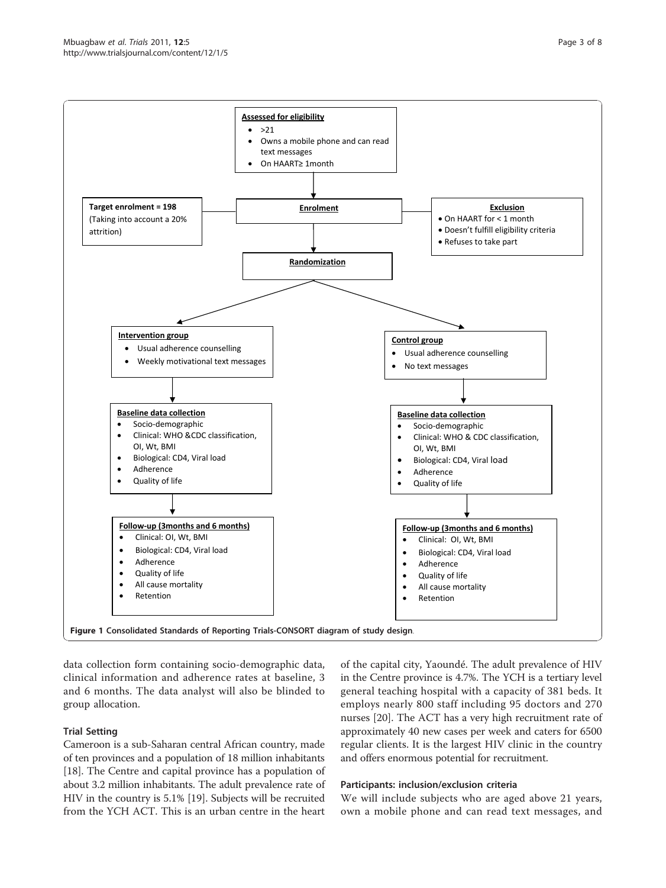**Assessed for eligibility**

- >21
- Owns a mobile phone and can read text messages
- On HAART≥ 1month

**Target enrolment = 198** (Taking into account a 20% attrition)

**Enrolment**

**Exclusion**

- On HAART for < 1 month
- Doesn't fulfill eligibility criteria
- Refuses to take part

**Randomization**

**Intervention group**

- Usual adherence counselling
- Weekly motivational text messages

**Control group**

- Usual adherence counselling
- No text messages

**Baseline data collection**

- Socio-demographic
- Clinical: WHO &CDC classification, OI, Wt, BMI
- Biological: CD4, Viral load
- Adherence
- Quality of life

**Baseline data collection**

- Socio-demographic
- Clinical: WHO & CDC classification, OI, Wt, BMI
- Biological: CD4, Viral load
- Adherence
- Quality of life

**Follow-up (3months and 6 months)**

- Clinical: OI, Wt, BMI
- Biological: CD4, Viral load
- Adherence
- Quality of life
- All cause mortality
- Retention

**Follow-up (3months and 6 months)**

- Clinical: OI, Wt, BMI
- Biological: CD4, Viral load
- Adherence
- Quality of life
- All cause mortality
- Retention

**Figure 1 Consolidated Standards of Reporting Trials-CONSORT diagram of study design**.

data collection form containing socio-demographic data, clinical information and adherence rates at baseline, 3 and 6 months. The data analyst will also be blinded to group allocation.

### Trial Setting

Cameroon is a sub-Saharan central African country, made of ten provinces and a population of 18 million inhabitants [18]. The Centre and capital province has a population of about 3.2 million inhabitants. The adult prevalence rate of HIV in the country is 5.1% [19]. Subjects will be recruited from the YCH ACT. This is an urban centre in the heart of the capital city, Yaoundé. The adult prevalence of HIV in the Centre province is 4.7%. The YCH is a tertiary level general teaching hospital with a capacity of 381 beds. It employs nearly 800 staff including 95 doctors and 270 nurses [20]. The ACT has a very high recruitment rate of approximately 40 new cases per week and caters for 6500 regular clients. It is the largest HIV clinic in the country and offers enormous potential for recruitment.

### Participants: inclusion/exclusion criteria

We will include subjects who are aged above 21 years, own a mobile phone and can read text messages, and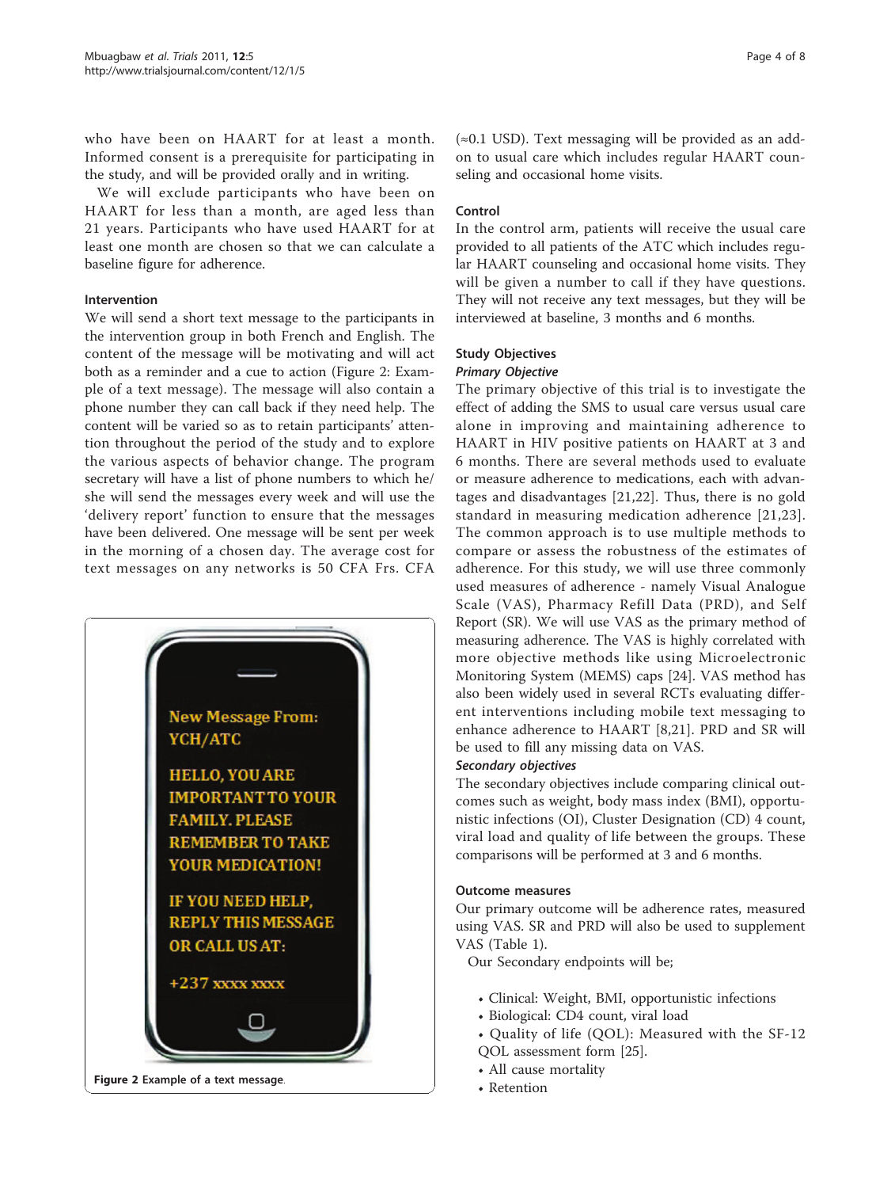who have been on HAART for at least a month. Informed consent is a prerequisite for participating in the study, and will be provided orally and in writing.

We will exclude participants who have been on HAART for less than a month, are aged less than 21 years. Participants who have used HAART for at least one month are chosen so that we can calculate a baseline figure for adherence.

### Intervention

We will send a short text message to the participants in the intervention group in both French and English. The content of the message will be motivating and will act both as a reminder and a cue to action (Figure 2: Example of a text message). The message will also contain a phone number they can call back if they need help. The content will be varied so as to retain participants' attention throughout the period of the study and to explore the various aspects of behavior change. The program secretary will have a list of phone numbers to which he/she will send the messages every week and will use the 'delivery report' function to ensure that the messages have been delivered. One message will be sent per week in the morning of a chosen day. The average cost for text messages on any networks is 50 CFA Frs. CFA (≈0.1 USD). Text messaging will be provided as an add-on to usual care which includes regular HAART counseling and occasional home visits.

**Figure 2** Example of a text message.

### Control

In the control arm, patients will receive the usual care provided to all patients of the ATC which includes regular HAART counseling and occasional home visits. They will be given a number to call if they have questions. They will not receive any text messages, but they will be interviewed at baseline, 3 months and 6 months.

### Study Objectives

#### *Primary Objective*

The primary objective of this trial is to investigate the effect of adding the SMS to usual care versus usual care alone in improving and maintaining adherence to HAART in HIV positive patients on HAART at 3 and 6 months. There are several methods used to evaluate or measure adherence to medications, each with advantages and disadvantages [21,22]. Thus, there is no gold standard in measuring medication adherence [21,23]. The common approach is to use multiple methods to compare or assess the robustness of the estimates of adherence. For this study, we will use three commonly used measures of adherence - namely Visual Analogue Scale (VAS), Pharmacy Refill Data (PRD), and Self Report (SR). We will use VAS as the primary method of measuring adherence. The VAS is highly correlated with more objective methods like using Microelectronic Monitoring System (MEMS) caps [24]. VAS method has also been widely used in several RCTs evaluating different interventions including mobile text messaging to enhance adherence to HAART [8,21]. PRD and SR will be used to fill any missing data on VAS.

#### *Secondary objectives*

The secondary objectives include comparing clinical outcomes such as weight, body mass index (BMI), opportunistic infections (OI), Cluster Designation (CD) 4 count, viral load and quality of life between the groups. These comparisons will be performed at 3 and 6 months.

### Outcome measures

Our primary outcome will be adherence rates, measured using VAS. SR and PRD will also be used to supplement VAS (Table 1).

Our Secondary endpoints will be;

- Clinical: Weight, BMI, opportunistic infections
- Biological: CD4 count, viral load
- Quality of life (QOL): Measured with the SF-12 QOL assessment form [25].
- All cause mortality
- Retention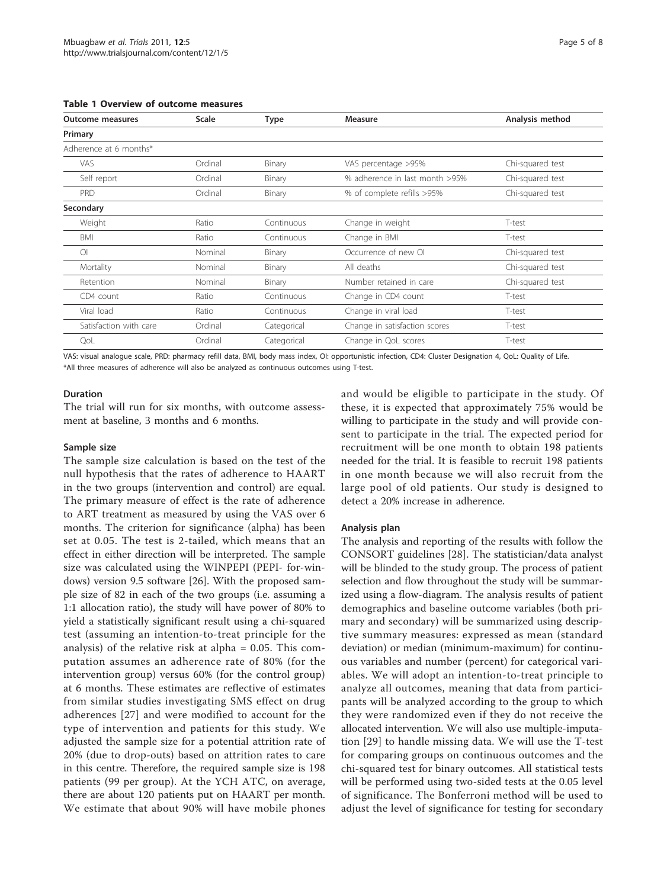**Table 1 Overview of outcome measures**

| Outcome measures | Scale | Type | Measure | Analysis method |
|---|---|---|---|---|
| **Primary** | | | | |
| Adherence at 6 months* | | | | |
| VAS | Ordinal | Binary | VAS percentage >95% | Chi-squared test |
| Self report | Ordinal | Binary | % adherence in last month >95% | Chi-squared test |
| PRD | Ordinal | Binary | % of complete refills >95% | Chi-squared test |
| **Secondary** | | | | |
| Weight | Ratio | Continuous | Change in weight | T-test |
| BMI | Ratio | Continuous | Change in BMI | T-test |
| OI | Nominal | Binary | Occurrence of new OI | Chi-squared test |
| Mortality | Nominal | Binary | All deaths | Chi-squared test |
| Retention | Nominal | Binary | Number retained in care | Chi-squared test |
| CD4 count | Ratio | Continuous | Change in CD4 count | T-test |
| Viral load | Ratio | Continuous | Change in viral load | T-test |
| Satisfaction with care | Ordinal | Categorical | Change in satisfaction scores | T-test |
| QoL | Ordinal | Categorical | Change in QoL scores | T-test |

VAS: visual analogue scale, PRD: pharmacy refill data, BMI, body mass index, OI: opportunistic infection, CD4: Cluster Designation 4, QoL: Quality of Life.
*All three measures of adherence will also be analyzed as continuous outcomes using T-test.

### Duration

The trial will run for six months, with outcome assessment at baseline, 3 months and 6 months.

### Sample size

The sample size calculation is based on the test of the null hypothesis that the rates of adherence to HAART in the two groups (intervention and control) are equal. The primary measure of effect is the rate of adherence to ART treatment as measured by using the VAS over 6 months. The criterion for significance (alpha) has been set at 0.05. The test is 2-tailed, which means that an effect in either direction will be interpreted. The sample size was calculated using the WINPEPI (PEPI- for-windows) version 9.5 software [26]. With the proposed sample size of 82 in each of the two groups (i.e. assuming a 1:1 allocation ratio), the study will have power of 80% to yield a statistically significant result using a chi-squared test (assuming an intention-to-treat principle for the analysis) of the relative risk at alpha = 0.05. This computation assumes an adherence rate of 80% (for the intervention group) versus 60% (for the control group) at 6 months. These estimates are reflective of estimates from similar studies investigating SMS effect on drug adherences [27] and were modified to account for the type of intervention and patients for this study. We adjusted the sample size for a potential attrition rate of 20% (due to drop-outs) based on attrition rates to care in this centre. Therefore, the required sample size is 198 patients (99 per group). At the YCH ATC, on average, there are about 120 patients put on HAART per month. We estimate that about 90% will have mobile phones and would be eligible to participate in the study. Of these, it is expected that approximately 75% would be willing to participate in the study and will provide consent to participate in the trial. The expected period for recruitment will be one month to obtain 198 patients needed for the trial. It is feasible to recruit 198 patients in one month because we will also recruit from the large pool of old patients. Our study is designed to detect a 20% increase in adherence.

### Analysis plan

The analysis and reporting of the results with follow the CONSORT guidelines [28]. The statistician/data analyst will be blinded to the study group. The process of patient selection and flow throughout the study will be summarized using a flow-diagram. The analysis results of patient demographics and baseline outcome variables (both primary and secondary) will be summarized using descriptive summary measures: expressed as mean (standard deviation) or median (minimum-maximum) for continuous variables and number (percent) for categorical variables. We will adopt an intention-to-treat principle to analyze all outcomes, meaning that data from participants will be analyzed according to the group to which they were randomized even if they do not receive the allocated intervention. We will also use multiple-imputation [29] to handle missing data. We will use the T-test for comparing groups on continuous outcomes and the chi-squared test for binary outcomes. All statistical tests will be performed using two-sided tests at the 0.05 level of significance. The Bonferroni method will be used to adjust the level of significance for testing for secondary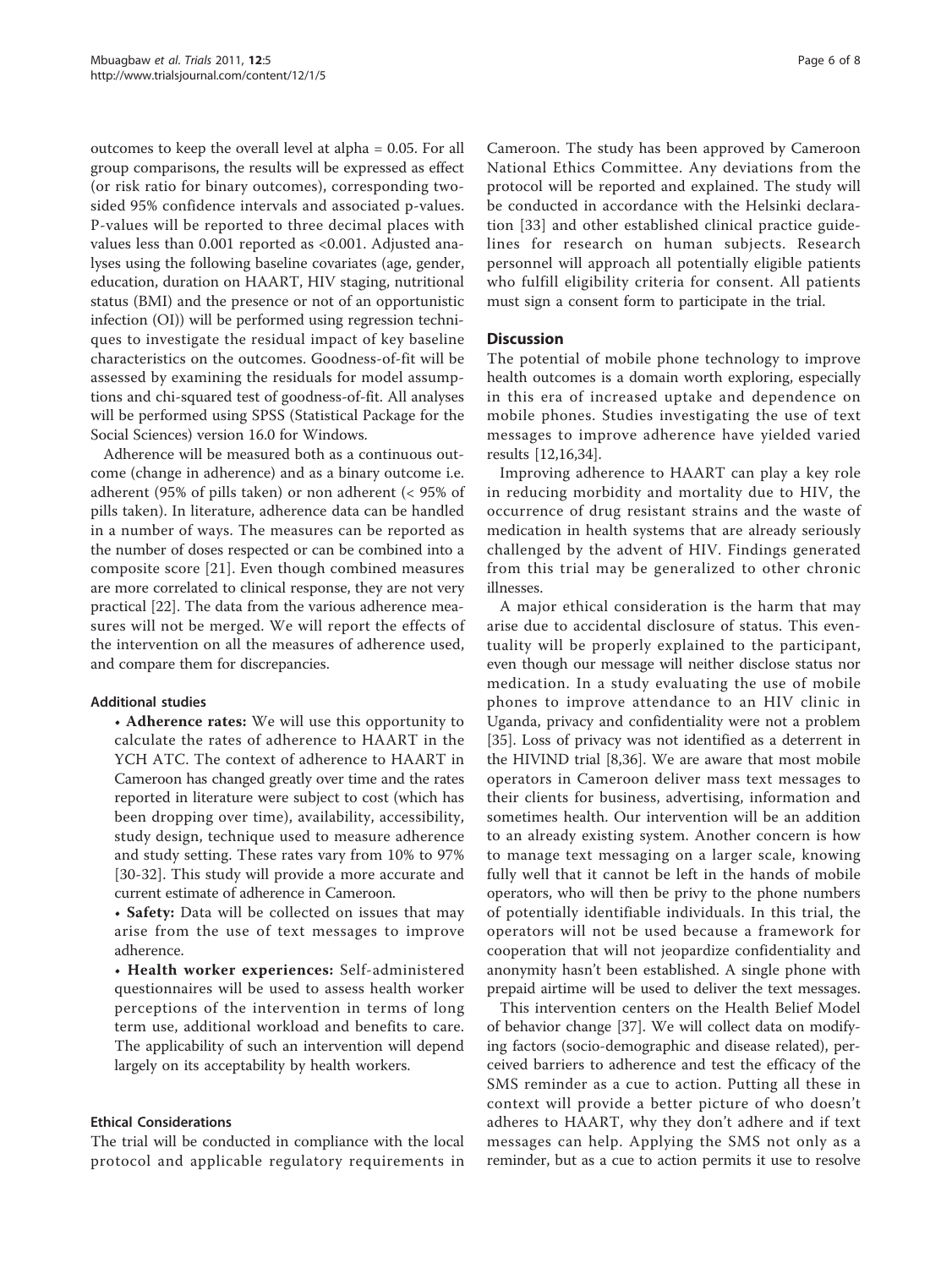outcomes to keep the overall level at alpha = 0.05. For all group comparisons, the results will be expressed as effect (or risk ratio for binary outcomes), corresponding two-sided 95% confidence intervals and associated p-values. P-values will be reported to three decimal places with values less than 0.001 reported as <0.001. Adjusted analyses using the following baseline covariates (age, gender, education, duration on HAART, HIV staging, nutritional status (BMI) and the presence or not of an opportunistic infection (OI)) will be performed using regression techniques to investigate the residual impact of key baseline characteristics on the outcomes. Goodness-of-fit will be assessed by examining the residuals for model assumptions and chi-squared test of goodness-of-fit. All analyses will be performed using SPSS (Statistical Package for the Social Sciences) version 16.0 for Windows.

Adherence will be measured both as a continuous outcome (change in adherence) and as a binary outcome i.e. adherent (95% of pills taken) or non adherent (< 95% of pills taken). In literature, adherence data can be handled in a number of ways. The measures can be reported as the number of doses respected or can be combined into a composite score [21]. Even though combined measures are more correlated to clinical response, they are not very practical [22]. The data from the various adherence measures will not be merged. We will report the effects of the intervention on all the measures of adherence used, and compare them for discrepancies.

### Additional studies

- **Adherence rates:** We will use this opportunity to calculate the rates of adherence to HAART in the YCH ATC. The context of adherence to HAART in Cameroon has changed greatly over time and the rates reported in literature were subject to cost (which has been dropping over time), availability, accessibility, study design, technique used to measure adherence and study setting. These rates vary from 10% to 97% [30-32]. This study will provide a more accurate and current estimate of adherence in Cameroon.
- **Safety:** Data will be collected on issues that may arise from the use of text messages to improve adherence.
- **Health worker experiences:** Self-administered questionnaires will be used to assess health worker perceptions of the intervention in terms of long term use, additional workload and benefits to care. The applicability of such an intervention will depend largely on its acceptability by health workers.

### Ethical Considerations

The trial will be conducted in compliance with the local protocol and applicable regulatory requirements in Cameroon. The study has been approved by Cameroon National Ethics Committee. Any deviations from the protocol will be reported and explained. The study will be conducted in accordance with the Helsinki declaration [33] and other established clinical practice guidelines for research on human subjects. Research personnel will approach all potentially eligible patients who fulfill eligibility criteria for consent. All patients must sign a consent form to participate in the trial.

## Discussion

The potential of mobile phone technology to improve health outcomes is a domain worth exploring, especially in this era of increased uptake and dependence on mobile phones. Studies investigating the use of text messages to improve adherence have yielded varied results [12,16,34].

Improving adherence to HAART can play a key role in reducing morbidity and mortality due to HIV, the occurrence of drug resistant strains and the waste of medication in health systems that are already seriously challenged by the advent of HIV. Findings generated from this trial may be generalized to other chronic illnesses.

A major ethical consideration is the harm that may arise due to accidental disclosure of status. This eventuality will be properly explained to the participant, even though our message will neither disclose status nor medication. In a study evaluating the use of mobile phones to improve attendance to an HIV clinic in Uganda, privacy and confidentiality were not a problem [35]. Loss of privacy was not identified as a deterrent in the HIVIND trial [8,36]. We are aware that most mobile operators in Cameroon deliver mass text messages to their clients for business, advertising, information and sometimes health. Our intervention will be an addition to an already existing system. Another concern is how to manage text messaging on a larger scale, knowing fully well that it cannot be left in the hands of mobile operators, who will then be privy to the phone numbers of potentially identifiable individuals. In this trial, the operators will not be used because a framework for cooperation that will not jeopardize confidentiality and anonymity hasn't been established. A single phone with prepaid airtime will be used to deliver the text messages.

This intervention centers on the Health Belief Model of behavior change [37]. We will collect data on modifying factors (socio-demographic and disease related), perceived barriers to adherence and test the efficacy of the SMS reminder as a cue to action. Putting all these in context will provide a better picture of who doesn't adheres to HAART, why they don't adhere and if text messages can help. Applying the SMS not only as a reminder, but as a cue to action permits it use to resolve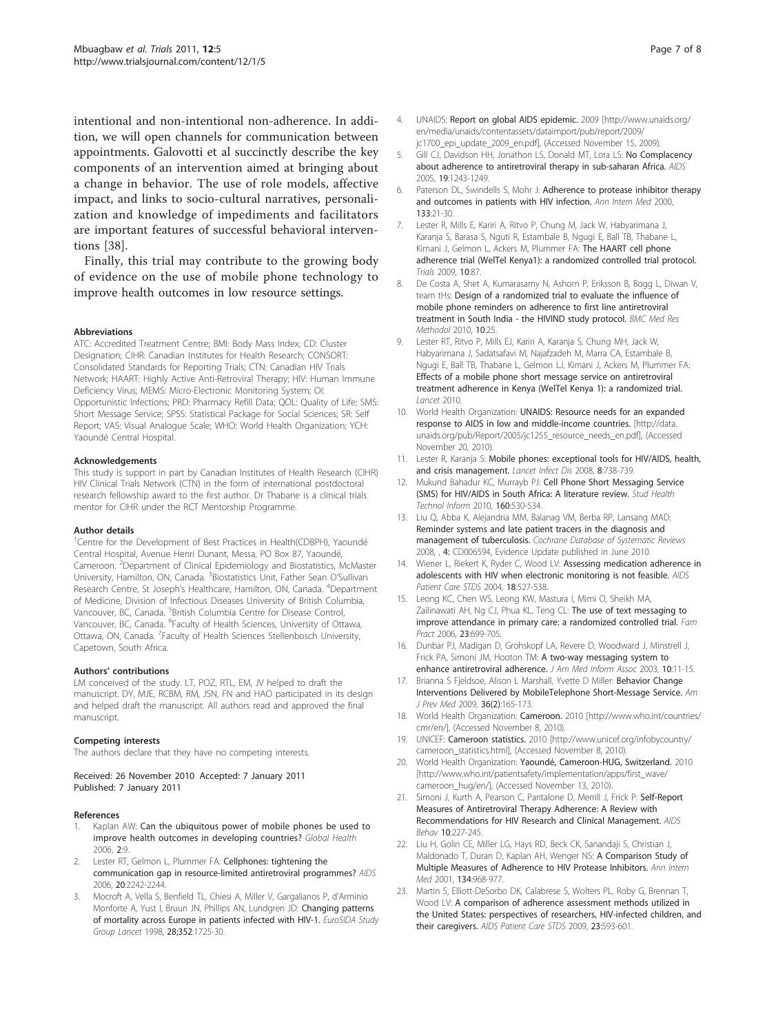intentional and non-intentional non-adherence. In addition, we will open channels for communication between appointments. Galovotti et al succinctly describe the key components of an intervention aimed at bringing about a change in behavior. The use of role models, affective impact, and links to socio-cultural narratives, personalization and knowledge of impediments and facilitators are important features of successful behavioral interventions [38].

Finally, this trial may contribute to the growing body of evidence on the use of mobile phone technology to improve health outcomes in low resource settings.

#### Abbreviations

ATC: Accredited Treatment Centre; BMI: Body Mass Index; CD: Cluster Designation; CIHR: Canadian Institutes for Health Research; CONSORT: Consolidated Standards for Reporting Trials; CTN: Canadian HIV Trials Network; HAART: Highly Active Anti-Retroviral Therapy; HIV: Human Immune Deficiency Virus; MEMS: Micro-Electronic Monitoring System; OI: Opportunistic Infections; PRD: Pharmacy Refill Data; QOL: Quality of Life; SMS: Short Message Service; SPSS: Statistical Package for Social Sciences; SR: Self Report; VAS: Visual Analogue Scale; WHO: World Health Organization; YCH: Yaoundé Central Hospital.

#### Acknowledgements

This study is support in part by Canadian Institutes of Health Research (CIHR) HIV Clinical Trials Network (CTN) in the form of international postdoctoral research fellowship award to the first author. Dr Thabane is a clinical trials mentor for CIHR under the RCT Mentorship Programme.

#### Author details

[1]Centre for the Development of Best Practices in Health(CDBPH), Yaoundé Central Hospital, Avenue Henri Dunant, Messa, PO Box 87, Yaoundé, Cameroon. [2]Department of Clinical Epidemiology and Biostatistics, McMaster University, Hamilton, ON, Canada. [3]Biostatistics Unit, Father Sean O'Sullivan Research Centre, St Joseph's Healthcare, Hamilton, ON, Canada. [4]Department of Medicine, Division of Infectious Diseases University of British Columbia, Vancouver, BC, Canada. [5]British Columbia Centre for Disease Control, Vancouver, BC, Canada. [6]Faculty of Health Sciences, University of Ottawa, Ottawa, ON, Canada. [7]Faculty of Health Sciences Stellenbosch University, Capetown, South Africa.

#### Authors' contributions

LM conceived of the study. LT, POZ, RTL, EM, JV helped to draft the manuscript. DY, MJE, RCBM, RM, JSN, FN and HAO participated in its design and helped draft the manuscript. All authors read and approved the final manuscript.

#### Competing interests

The authors declare that they have no competing interests.

Received: 26 November 2010 Accepted: 7 January 2011
Published: 7 January 2011

#### References

1. Kaplan AW: **Can the ubiquitous power of mobile phones be used to improve health outcomes in developing countries?** *Global Health* 2006, **2**:9.
2. Lester RT, Gelmon L, Plummer FA: **Cellphones: tightening the communication gap in resource-limited antiretroviral programmes?** *AIDS* 2006, **20**:2242-2244.
3. Mocroft A, Vella S, Benfield TL, Chiesi A, Miller V, Gargalianos P, d'Arminio Monforte A, Yust I, Bruun JN, Phillips AN, Lundgren JD: **Changing patterns of mortality across Europe in patients infected with HIV-1.** *EuroSIDA Study Group Lancet* 1998, **28;352**:1725-30.
4. UNAIDS: **Report on global AIDS epidemic.** 2009 [http://www.unaids.org/en/media/unaids/contentassets/dataimport/pub/report/2009/jc1700_epi_update_2009_en.pdf], (Accessed November 15, 2009).
5. Gill CJ, Davidson HH, Jonathon LS, Donald MT, Lora LS: **No Complacency about adherence to antiretroviral therapy in sub-saharan Africa.** *AIDS* 2005, **19**:1243-1249.
6. Paterson DL, Swindells S, Mohr J: **Adherence to protease inhibitor therapy and outcomes in patients with HIV infection.** *Ann Intern Med* 2000, **133**:21-30.
7. Lester R, Mills E, Kariri A, Ritvo P, Chung M, Jack W, Habyarimana J, Karanja S, Barasa S, Nguti R, Estambale B, Ngugi E, Ball TB, Thabane L, Kimani J, Gelmon L, Ackers M, Plummer FA: **The HAART cell phone adherence trial (WelTel Kenya1): a randomized controlled trial protocol.** *Trials* 2009, **10**:87.
8. De Costa A, Shet A, Kumarasamy N, Ashorn P, Eriksson B, Bogg L, Diwan V, team tHs: **Design of a randomized trial to evaluate the influence of mobile phone reminders on adherence to first line antiretroviral treatment in South India - the HIVIND study protocol.** *BMC Med Res Methodol* 2010, **10**:25.
9. Lester RT, Ritvo P, Mills EJ, Kariri A, Karanja S, Chung MH, Jack W, Habyarimana J, Sadatsafavi M, Najafzadeh M, Marra CA, Estambale B, Ngugi E, Ball TB, Thabane L, Gelmon LJ, Kimani J, Ackers M, Plummer FA: **Effects of a mobile phone short message service on antiretroviral treatment adherence in Kenya (WelTel Kenya 1): a randomized trial.** *Lancet* 2010.
10. World Health Organization: **UNAIDS: Resource needs for an expanded response to AIDS in low and middle-income countries.** [http://data.unaids.org/pub/Report/2005/jc1255_resource_needs_en.pdf], (Accessed November 20, 2010).
11. Lester R, Karanja S: **Mobile phones: exceptional tools for HIV/AIDS, health, and crisis management.** *Lancet Infect Dis* 2008, **8**:738-739.
12. Mukund Bahadur KC, Murrayb PJ: **Cell Phone Short Messaging Service (SMS) for HIV/AIDS in South Africa: A literature review.** *Stud Health Technol Inform* 2010, **160**:530-534.
13. Liu Q, Abba K, Alejandria MM, Balanag VM, Berba RP, Lansang MAD: **Reminder systems and late patient tracers in the diagnosis and management of tuberculosis.** *Cochrane Database of Systematic Reviews* 2008, , **4**: CD006594, Evidence Update published in June 2010.
14. Wiener L, Riekert K, Ryder C, Wood LV: **Assessing medication adherence in adolescents with HIV when electronic monitoring is not feasible.** *AIDS Patient Care STDS* 2004, **18**:527-538.
15. Leong KC, Chen WS, Leong KW, Mastura I, Mimi O, Sheikh MA, Zailinawati AH, Ng CJ, Phua KL, Teng CL: **The use of text messaging to improve attendance in primary care: a randomized controlled trial.** *Fam Pract* 2006, **23**:699-705.
16. Dunbar PJ, Madigan D, Grohskopf LA, Revere D, Woodward J, Minstrell J, Frick PA, Simoni JM, Hooton TM: **A two-way messaging system to enhance antiretroviral adherence.** *J Am Med Inform Assoc* 2003, **10**:11-15.
17. Brianna S Fjeldsoe, Alison L Marshall, Yvette D Miller: **Behavior Change Interventions Delivered by MobileTelephone Short-Message Service.** *Am J Prev Med* 2009, **36(2)**:165-173.
18. World Health Organization: **Cameroon.** 2010 [http://www.who.int/countries/cmr/en/], (Accessed November 8, 2010).
19. UNICEF: **Cameroon statistics.** 2010 [http://www.unicef.org/infobycountry/cameroon_statistics.html], (Accessed November 8, 2010).
20. World Health Organization: **Yaoundé, Cameroon-HUG, Switzerland.** 2010 [http://www.who.int/patientsafety/implementation/apps/first_wave/cameroon_hug/en/], (Accessed November 13, 2010).
21. Simoni J, Kurth A, Pearson C, Pantalone D, Merrill J, Frick P: **Self-Report Measures of Antiretroviral Therapy Adherence: A Review with Recommendations for HIV Research and Clinical Management.** *AIDS Behav* **10**:227-245.
22. Liu H, Golin CE, Miller LG, Hays RD, Beck CK, Sanandaji S, Christian J, Maldonado T, Duran D, Kaplan AH, Wenger NS: **A Comparison Study of Multiple Measures of Adherence to HIV Protease Inhibitors.** *Ann Intern Med* 2001, **134**:968-977.
23. Martin S, Elliott-DeSorbo DK, Calabrese S, Wolters PL, Roby G, Brennan T, Wood LV: **A comparison of adherence assessment methods utilized in the United States: perspectives of researchers, HIV-infected children, and their caregivers.** *AIDS Patient Care STDS* 2009, **23**:593-601.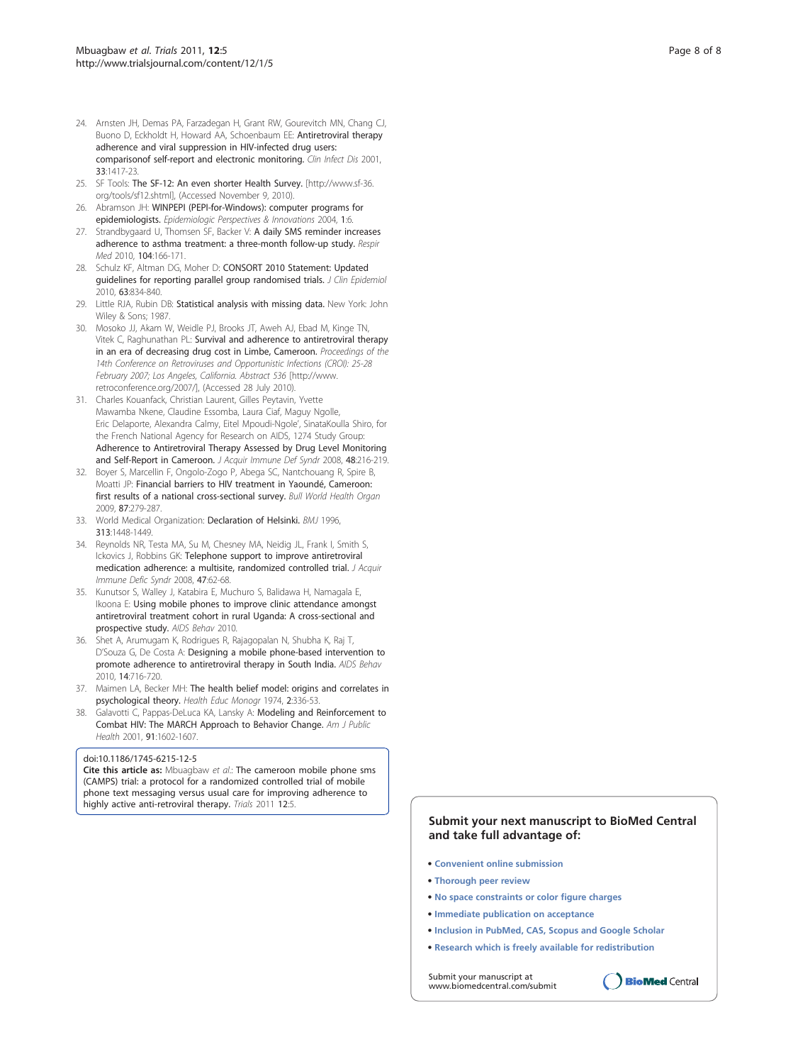24. Arnsten JH, Demas PA, Farzadegan H, Grant RW, Gourevitch MN, Chang CJ, Buono D, Eckholdt H, Howard AA, Schoenbaum EE: **Antiretroviral therapy adherence and viral suppression in HIV-infected drug users: comparisonof self-report and electronic monitoring.** *Clin Infect Dis* 2001, **33**:1417-23.
25. SF Tools: **The SF-12: An even shorter Health Survey.** [http://www.sf-36.org/tools/sf12.shtml], (Accessed November 9, 2010).
26. Abramson JH: **WINPEPI (PEPI-for-Windows): computer programs for epidemiologists.** *Epidemiologic Perspectives & Innovations* 2004, **1**:6.
27. Strandbygaard U, Thomsen SF, Backer V: **A daily SMS reminder increases adherence to asthma treatment: a three-month follow-up study.** *Respir Med* 2010, **104**:166-171.
28. Schulz KF, Altman DG, Moher D: **CONSORT 2010 Statement: Updated guidelines for reporting parallel group randomised trials.** *J Clin Epidemiol* 2010, **63**:834-840.
29. Little RJA, Rubin DB: **Statistical analysis with missing data.** New York: John Wiley & Sons; 1987.
30. Mosoko JJ, Akam W, Weidle PJ, Brooks JT, Aweh AJ, Ebad M, Kinge TN, Vitek C, Raghunathan PL: **Survival and adherence to antiretroviral therapy in an era of decreasing drug cost in Limbe, Cameroon.** *Proceedings of the 14th Conference on Retroviruses and Opportunistic Infections (CROI): 25-28 February 2007; Los Angeles, California. Abstract 536* [http://www.retroconference.org/2007/], (Accessed 28 July 2010).
31. Charles Kouanfack, Christian Laurent, Gilles Peytavin, Yvette Mawamba Nkene, Claudine Essomba, Laura Ciaf, Maguy Ngolle, Eric Delaporte, Alexandra Calmy, Eitel Mpoudi-Ngole', SinataKoulla Shiro, for the French National Agency for Research on AIDS, 1274 Study Group: **Adherence to Antiretroviral Therapy Assessed by Drug Level Monitoring and Self-Report in Cameroon.** *J Acquir Immune Def Syndr* 2008, **48**:216-219.
32. Boyer S, Marcellin F, Ongolo-Zogo P, Abega SC, Nantchouang R, Spire B, Moatti JP: **Financial barriers to HIV treatment in Yaoundé, Cameroon: first results of a national cross-sectional survey.** *Bull World Health Organ* 2009, **87**:279-287.
33. World Medical Organization: **Declaration of Helsinki.** *BMJ* 1996, **313**:1448-1449.
34. Reynolds NR, Testa MA, Su M, Chesney MA, Neidig JL, Frank I, Smith S, Ickovics J, Robbins GK: **Telephone support to improve antiretroviral medication adherence: a multisite, randomized controlled trial.** *J Acquir Immune Defic Syndr* 2008, **47**:62-68.
35. Kunutsor S, Walley J, Katabira E, Muchuro S, Balidawa H, Namagala E, Ikoona E: **Using mobile phones to improve clinic attendance amongst antiretroviral treatment cohort in rural Uganda: A cross-sectional and prospective study.** *AIDS Behav* 2010.
36. Shet A, Arumugam K, Rodrigues R, Rajagopalan N, Shubha K, Raj T, D'Souza G, De Costa A: **Designing a mobile phone-based intervention to promote adherence to antiretroviral therapy in South India.** *AIDS Behav* 2010, **14**:716-720.
37. Maimen LA, Becker MH: **The health belief model: origins and correlates in psychological theory.** *Health Educ Monogr* 1974, **2**:336-53.
38. Galavotti C, Pappas-DeLuca KA, Lansky A: **Modeling and Reinforcement to Combat HIV: The MARCH Approach to Behavior Change.** *Am J Public Health* 2001, **91**:1602-1607.

doi:10.1186/1745-6215-12-5

**Cite this article as:** Mbuagbaw *et al.*: The cameroon mobile phone sms (CAMPS) trial: a protocol for a randomized controlled trial of mobile phone text messaging versus usual care for improving adherence to highly active anti-retroviral therapy. *Trials* 2011 **12**:5.

**Submit your next manuscript to BioMed Central and take full advantage of:**

- **Convenient online submission**
- **Thorough peer review**
- **No space constraints or color figure charges**
- **Immediate publication on acceptance**
- **Inclusion in PubMed, CAS, Scopus and Google Scholar**
- **Research which is freely available for redistribution**

Submit your manuscript at www.biomedcentral.com/submit

BioMed Central